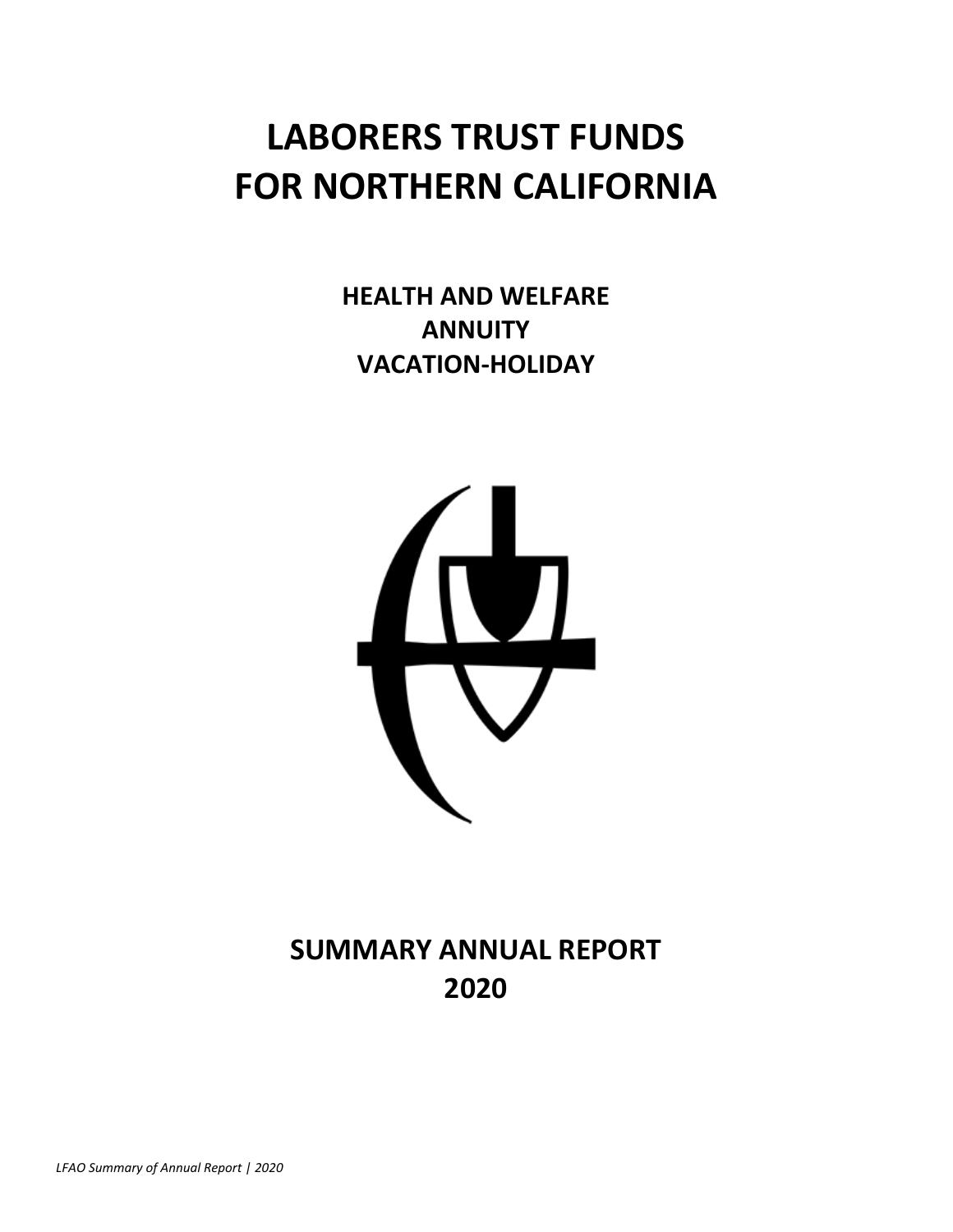# LABORERS TRUST FUNDS FOR NORTHERN CALIFORNIA

## HEALTH AND WELFARE
## ANNUITY
## VACATION-HOLIDAY

# SUMMARY ANNUAL REPORT 2020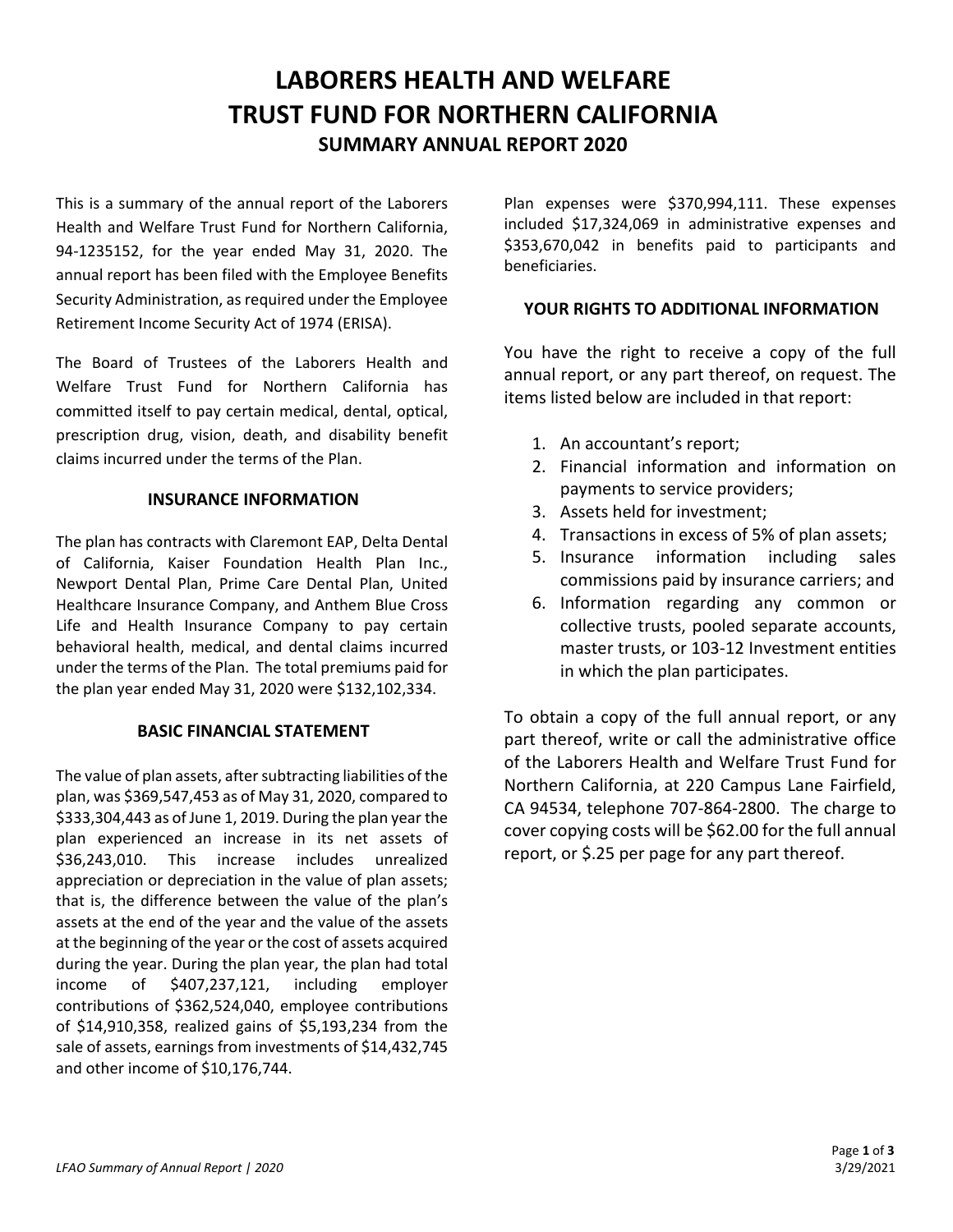# LABORERS HEALTH AND WELFARE TRUST FUND FOR NORTHERN CALIFORNIA

## SUMMARY ANNUAL REPORT 2020

This is a summary of the annual report of the Laborers Health and Welfare Trust Fund for Northern California, 94-1235152, for the year ended May 31, 2020. The annual report has been filed with the Employee Benefits Security Administration, as required under the Employee Retirement Income Security Act of 1974 (ERISA).

The Board of Trustees of the Laborers Health and Welfare Trust Fund for Northern California has committed itself to pay certain medical, dental, optical, prescription drug, vision, death, and disability benefit claims incurred under the terms of the Plan.

### INSURANCE INFORMATION

The plan has contracts with Claremont EAP, Delta Dental of California, Kaiser Foundation Health Plan Inc., Newport Dental Plan, Prime Care Dental Plan, United Healthcare Insurance Company, and Anthem Blue Cross Life and Health Insurance Company to pay certain behavioral health, medical, and dental claims incurred under the terms of the Plan. The total premiums paid for the plan year ended May 31, 2020 were $132,102,334.

### BASIC FINANCIAL STATEMENT

The value of plan assets, after subtracting liabilities of the plan, was $369,547,453 as of May 31, 2020, compared to $333,304,443 as of June 1, 2019. During the plan year the plan experienced an increase in its net assets of $36,243,010. This increase includes unrealized appreciation or depreciation in the value of plan assets; that is, the difference between the value of the plan's assets at the end of the year and the value of the assets at the beginning of the year or the cost of assets acquired during the year. During the plan year, the plan had total income of $407,237,121, including employer contributions of $362,524,040, employee contributions of $14,910,358, realized gains of $5,193,234 from the sale of assets, earnings from investments of $14,432,745 and other income of $10,176,744.

Plan expenses were $370,994,111. These expenses included $17,324,069 in administrative expenses and $353,670,042 in benefits paid to participants and beneficiaries.

### YOUR RIGHTS TO ADDITIONAL INFORMATION

You have the right to receive a copy of the full annual report, or any part thereof, on request. The items listed below are included in that report:

1. An accountant's report;
2. Financial information and information on payments to service providers;
3. Assets held for investment;
4. Transactions in excess of 5% of plan assets;
5. Insurance information including sales commissions paid by insurance carriers; and
6. Information regarding any common or collective trusts, pooled separate accounts, master trusts, or 103-12 Investment entities in which the plan participates.

To obtain a copy of the full annual report, or any part thereof, write or call the administrative office of the Laborers Health and Welfare Trust Fund for Northern California, at 220 Campus Lane Fairfield, CA 94534, telephone 707-864-2800. The charge to cover copying costs will be $62.00 for the full annual report, or $.25 per page for any part thereof.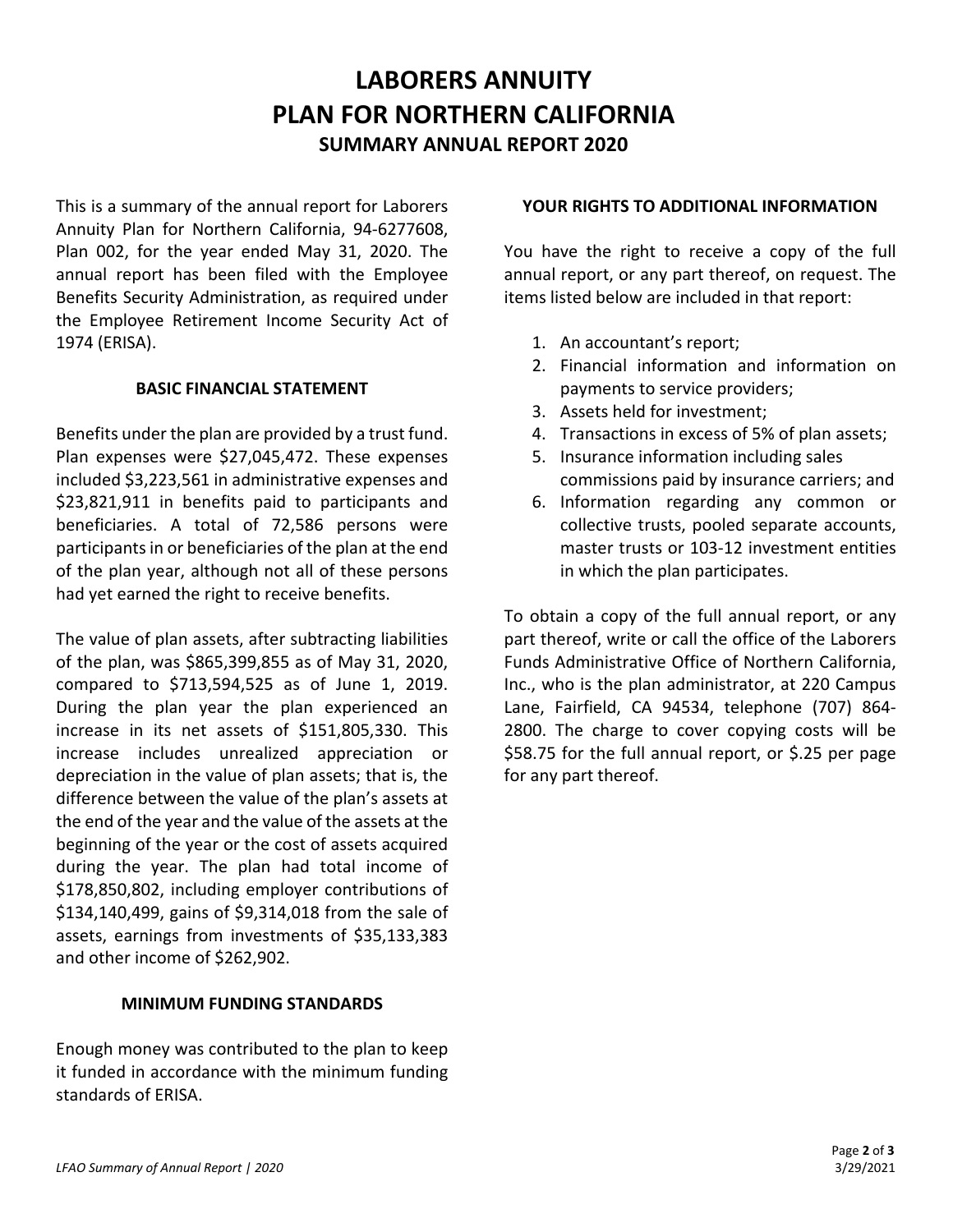# LABORERS ANNUITY PLAN FOR NORTHERN CALIFORNIA

## SUMMARY ANNUAL REPORT 2020

This is a summary of the annual report for Laborers Annuity Plan for Northern California, 94-6277608, Plan 002, for the year ended May 31, 2020. The annual report has been filed with the Employee Benefits Security Administration, as required under the Employee Retirement Income Security Act of 1974 (ERISA).

### BASIC FINANCIAL STATEMENT

Benefits under the plan are provided by a trust fund. Plan expenses were $27,045,472. These expenses included $3,223,561 in administrative expenses and $23,821,911 in benefits paid to participants and beneficiaries. A total of 72,586 persons were participants in or beneficiaries of the plan at the end of the plan year, although not all of these persons had yet earned the right to receive benefits.

The value of plan assets, after subtracting liabilities of the plan, was $865,399,855 as of May 31, 2020, compared to $713,594,525 as of June 1, 2019. During the plan year the plan experienced an increase in its net assets of $151,805,330. This increase includes unrealized appreciation or depreciation in the value of plan assets; that is, the difference between the value of the plan's assets at the end of the year and the value of the assets at the beginning of the year or the cost of assets acquired during the year. The plan had total income of $178,850,802, including employer contributions of $134,140,499, gains of $9,314,018 from the sale of assets, earnings from investments of $35,133,383 and other income of $262,902.

### MINIMUM FUNDING STANDARDS

Enough money was contributed to the plan to keep it funded in accordance with the minimum funding standards of ERISA.

### YOUR RIGHTS TO ADDITIONAL INFORMATION

You have the right to receive a copy of the full annual report, or any part thereof, on request. The items listed below are included in that report:

1. An accountant's report;
2. Financial information and information on payments to service providers;
3. Assets held for investment;
4. Transactions in excess of 5% of plan assets;
5. Insurance information including sales commissions paid by insurance carriers; and
6. Information regarding any common or collective trusts, pooled separate accounts, master trusts or 103-12 investment entities in which the plan participates.

To obtain a copy of the full annual report, or any part thereof, write or call the office of the Laborers Funds Administrative Office of Northern California, Inc., who is the plan administrator, at 220 Campus Lane, Fairfield, CA 94534, telephone (707) 864-2800. The charge to cover copying costs will be $58.75 for the full annual report, or $.25 per page for any part thereof.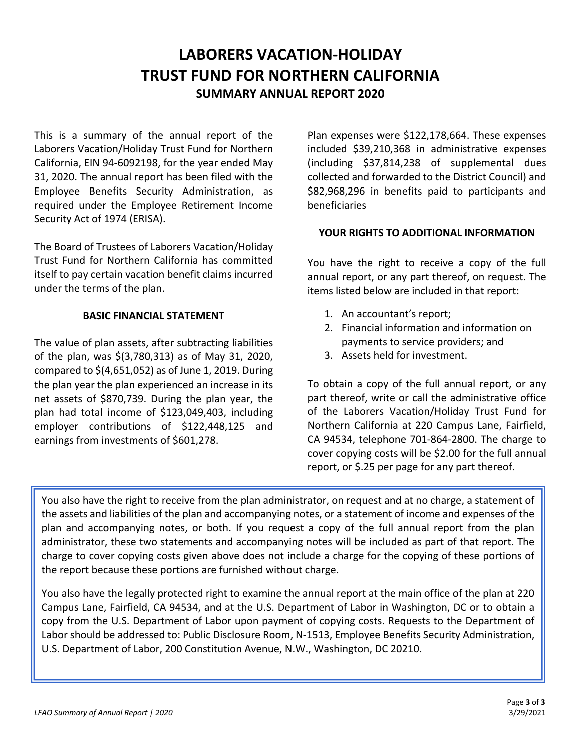# LABORERS VACATION-HOLIDAY TRUST FUND FOR NORTHERN CALIFORNIA

## SUMMARY ANNUAL REPORT 2020

This is a summary of the annual report of the Laborers Vacation/Holiday Trust Fund for Northern California, EIN 94-6092198, for the year ended May 31, 2020. The annual report has been filed with the Employee Benefits Security Administration, as required under the Employee Retirement Income Security Act of 1974 (ERISA).

The Board of Trustees of Laborers Vacation/Holiday Trust Fund for Northern California has committed itself to pay certain vacation benefit claims incurred under the terms of the plan.

### BASIC FINANCIAL STATEMENT

The value of plan assets, after subtracting liabilities of the plan, was $(3,780,313) as of May 31, 2020, compared to $(4,651,052) as of June 1, 2019. During the plan year the plan experienced an increase in its net assets of $870,739. During the plan year, the plan had total income of $123,049,403, including employer contributions of $122,448,125 and earnings from investments of $601,278.

Plan expenses were $122,178,664. These expenses included $39,210,368 in administrative expenses (including $37,814,238 of supplemental dues collected and forwarded to the District Council) and $82,968,296 in benefits paid to participants and beneficiaries

### YOUR RIGHTS TO ADDITIONAL INFORMATION

You have the right to receive a copy of the full annual report, or any part thereof, on request. The items listed below are included in that report:

1. An accountant's report;
2. Financial information and information on payments to service providers; and
3. Assets held for investment.

To obtain a copy of the full annual report, or any part thereof, write or call the administrative office of the Laborers Vacation/Holiday Trust Fund for Northern California at 220 Campus Lane, Fairfield, CA 94534, telephone 701-864-2800. The charge to cover copying costs will be $2.00 for the full annual report, or $.25 per page for any part thereof.

You also have the right to receive from the plan administrator, on request and at no charge, a statement of the assets and liabilities of the plan and accompanying notes, or a statement of income and expenses of the plan and accompanying notes, or both. If you request a copy of the full annual report from the plan administrator, these two statements and accompanying notes will be included as part of that report. The charge to cover copying costs given above does not include a charge for the copying of these portions of the report because these portions are furnished without charge.

You also have the legally protected right to examine the annual report at the main office of the plan at 220 Campus Lane, Fairfield, CA 94534, and at the U.S. Department of Labor in Washington, DC or to obtain a copy from the U.S. Department of Labor upon payment of copying costs. Requests to the Department of Labor should be addressed to: Public Disclosure Room, N-1513, Employee Benefits Security Administration, U.S. Department of Labor, 200 Constitution Avenue, N.W., Washington, DC 20210.